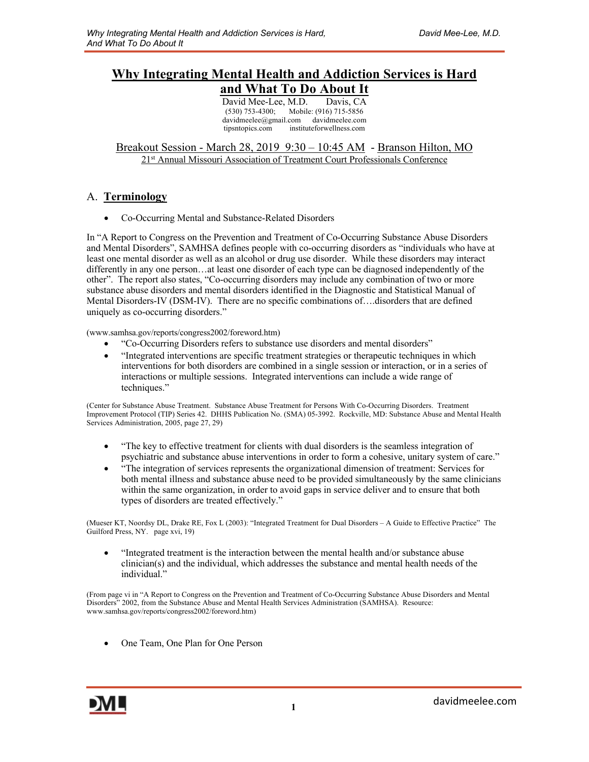# Why Integrating Mental Health and Addiction Services is Hard and What To Do About It

David Mee-Lee, M.D. Davis, CA
(530) 753-4300; Mobile: (916) 715-5856
davidmeelee@gmail.com davidmeelee.com
tipsntopics.com instituteforwellness.com

Breakout Session - March 28, 2019 9:30 – 10:45 AM - Branson Hilton, MO
21st Annual Missouri Association of Treatment Court Professionals Conference

## A. Terminology

- Co-Occurring Mental and Substance-Related Disorders

In "A Report to Congress on the Prevention and Treatment of Co-Occurring Substance Abuse Disorders and Mental Disorders", SAMHSA defines people with co-occurring disorders as "individuals who have at least one mental disorder as well as an alcohol or drug use disorder. While these disorders may interact differently in any one person…at least one disorder of each type can be diagnosed independently of the other". The report also states, "Co-occurring disorders may include any combination of two or more substance abuse disorders and mental disorders identified in the Diagnostic and Statistical Manual of Mental Disorders-IV (DSM-IV). There are no specific combinations of….disorders that are defined uniquely as co-occurring disorders."

(www.samhsa.gov/reports/congress2002/foreword.htm)

- "Co-Occurring Disorders refers to substance use disorders and mental disorders"
- "Integrated interventions are specific treatment strategies or therapeutic techniques in which interventions for both disorders are combined in a single session or interaction, or in a series of interactions or multiple sessions. Integrated interventions can include a wide range of techniques."

(Center for Substance Abuse Treatment. Substance Abuse Treatment for Persons With Co-Occurring Disorders. Treatment Improvement Protocol (TIP) Series 42. DHHS Publication No. (SMA) 05-3992. Rockville, MD: Substance Abuse and Mental Health Services Administration, 2005, page 27, 29)

- "The key to effective treatment for clients with dual disorders is the seamless integration of psychiatric and substance abuse interventions in order to form a cohesive, unitary system of care."
- "The integration of services represents the organizational dimension of treatment: Services for both mental illness and substance abuse need to be provided simultaneously by the same clinicians within the same organization, in order to avoid gaps in service deliver and to ensure that both types of disorders are treated effectively."

(Mueser KT, Noordsy DL, Drake RE, Fox L (2003): "Integrated Treatment for Dual Disorders – A Guide to Effective Practice" The Guilford Press, NY. page xvi, 19)

- "Integrated treatment is the interaction between the mental health and/or substance abuse clinician(s) and the individual, which addresses the substance and mental health needs of the individual."

(From page vi in "A Report to Congress on the Prevention and Treatment of Co-Occurring Substance Abuse Disorders and Mental Disorders" 2002, from the Substance Abuse and Mental Health Services Administration (SAMHSA). Resource: www.samhsa.gov/reports/congress2002/foreword.htm)

- One Team, One Plan for One Person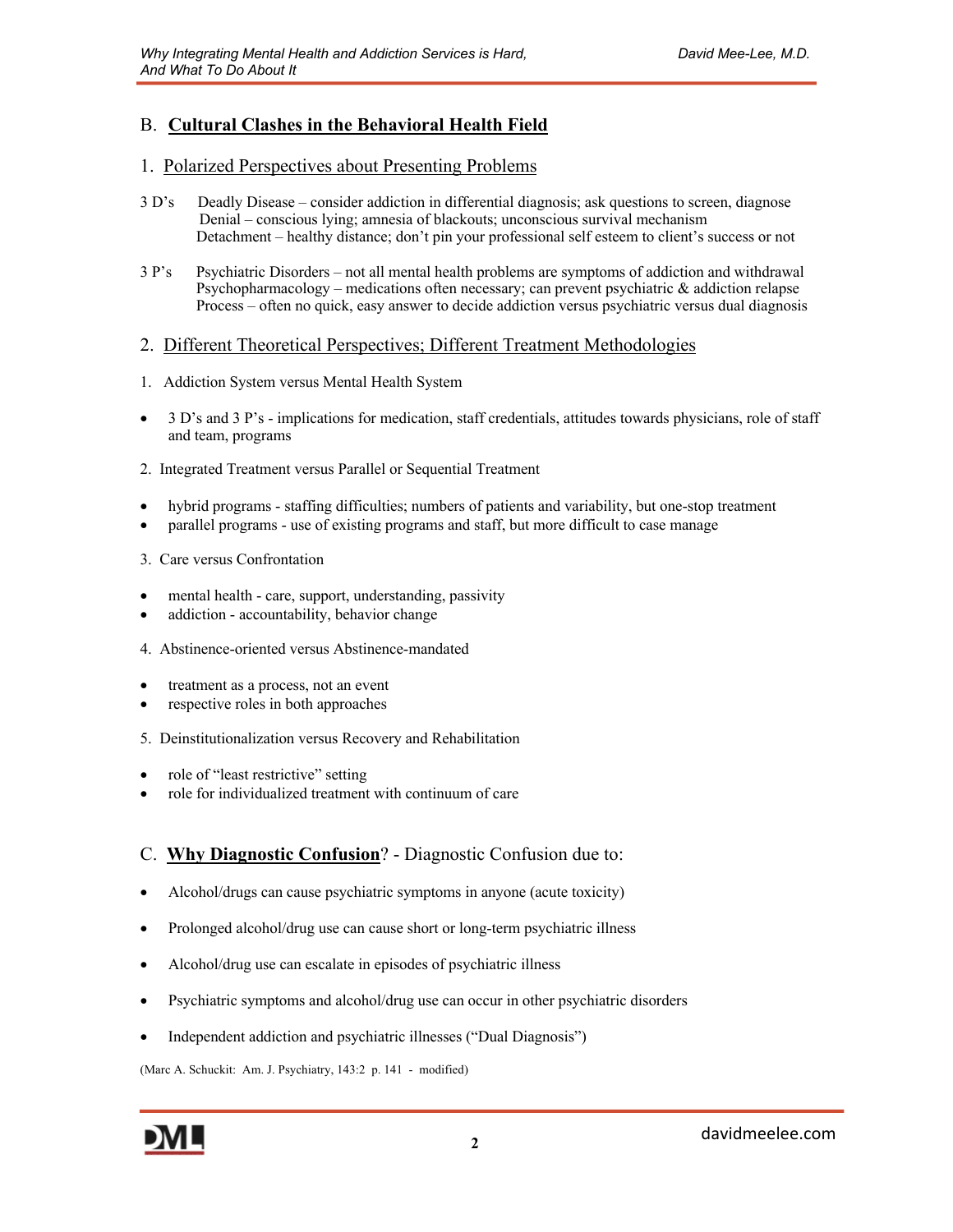## B. **Cultural Clashes in the Behavioral Health Field**

### 1. Polarized Perspectives about Presenting Problems

3 D's
- Deadly Disease – consider addiction in differential diagnosis; ask questions to screen, diagnose
- Denial – conscious lying; amnesia of blackouts; unconscious survival mechanism
- Detachment – healthy distance; don't pin your professional self esteem to client's success or not

3 P's
- Psychiatric Disorders – not all mental health problems are symptoms of addiction and withdrawal
- Psychopharmacology – medications often necessary; can prevent psychiatric & addiction relapse
- Process – often no quick, easy answer to decide addiction versus psychiatric versus dual diagnosis

### 2. Different Theoretical Perspectives; Different Treatment Methodologies

1. Addiction System versus Mental Health System

- 3 D's and 3 P's - implications for medication, staff credentials, attitudes towards physicians, role of staff and team, programs

2. Integrated Treatment versus Parallel or Sequential Treatment

- hybrid programs - staffing difficulties; numbers of patients and variability, but one-stop treatment
- parallel programs - use of existing programs and staff, but more difficult to case manage

3. Care versus Confrontation

- mental health - care, support, understanding, passivity
- addiction - accountability, behavior change

4. Abstinence-oriented versus Abstinence-mandated

- treatment as a process, not an event
- respective roles in both approaches

5. Deinstitutionalization versus Recovery and Rehabilitation

- role of "least restrictive" setting
- role for individualized treatment with continuum of care

## C. **Why Diagnostic Confusion**? - Diagnostic Confusion due to:

- Alcohol/drugs can cause psychiatric symptoms in anyone (acute toxicity)
- Prolonged alcohol/drug use can cause short or long-term psychiatric illness
- Alcohol/drug use can escalate in episodes of psychiatric illness
- Psychiatric symptoms and alcohol/drug use can occur in other psychiatric disorders
- Independent addiction and psychiatric illnesses ("Dual Diagnosis")

(Marc A. Schuckit: Am. J. Psychiatry, 143:2 p. 141 - modified)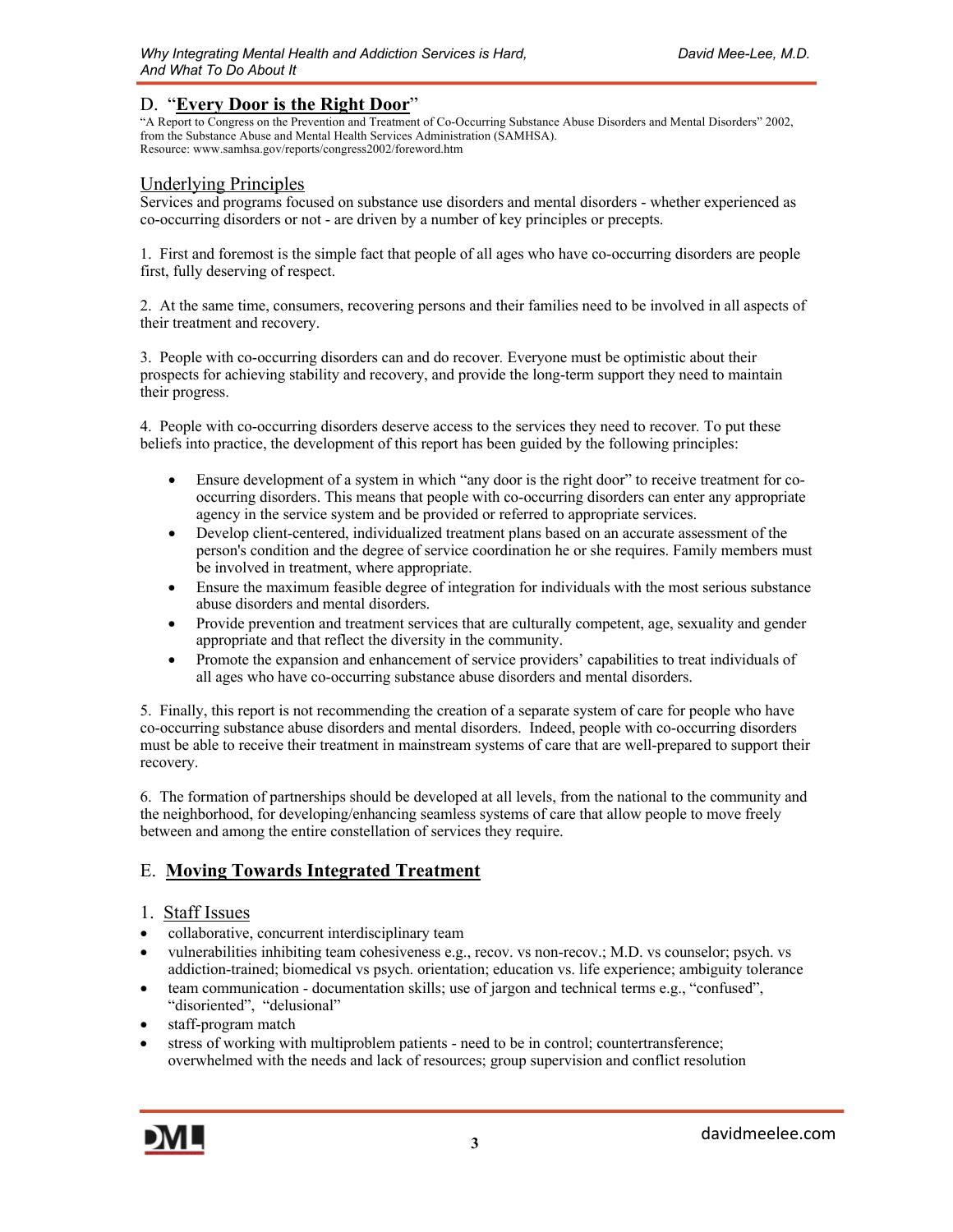## D. "**Every Door is the Right Door**"

"A Report to Congress on the Prevention and Treatment of Co-Occurring Substance Abuse Disorders and Mental Disorders" 2002, from the Substance Abuse and Mental Health Services Administration (SAMHSA).
Resource: www.samhsa.gov/reports/congress2002/foreword.htm

### Underlying Principles

Services and programs focused on substance use disorders and mental disorders - whether experienced as co-occurring disorders or not - are driven by a number of key principles or precepts.

1. First and foremost is the simple fact that people of all ages who have co-occurring disorders are people first, fully deserving of respect.

2. At the same time, consumers, recovering persons and their families need to be involved in all aspects of their treatment and recovery.

3. People with co-occurring disorders can and do recover. Everyone must be optimistic about their prospects for achieving stability and recovery, and provide the long-term support they need to maintain their progress.

4. People with co-occurring disorders deserve access to the services they need to recover. To put these beliefs into practice, the development of this report has been guided by the following principles:

- Ensure development of a system in which "any door is the right door" to receive treatment for co-occurring disorders. This means that people with co-occurring disorders can enter any appropriate agency in the service system and be provided or referred to appropriate services.
- Develop client-centered, individualized treatment plans based on an accurate assessment of the person's condition and the degree of service coordination he or she requires. Family members must be involved in treatment, where appropriate.
- Ensure the maximum feasible degree of integration for individuals with the most serious substance abuse disorders and mental disorders.
- Provide prevention and treatment services that are culturally competent, age, sexuality and gender appropriate and that reflect the diversity in the community.
- Promote the expansion and enhancement of service providers' capabilities to treat individuals of all ages who have co-occurring substance abuse disorders and mental disorders.

5. Finally, this report is not recommending the creation of a separate system of care for people who have co-occurring substance abuse disorders and mental disorders. Indeed, people with co-occurring disorders must be able to receive their treatment in mainstream systems of care that are well-prepared to support their recovery.

6. The formation of partnerships should be developed at all levels, from the national to the community and the neighborhood, for developing/enhancing seamless systems of care that allow people to move freely between and among the entire constellation of services they require.

## E. **Moving Towards Integrated Treatment**

### 1. Staff Issues

- collaborative, concurrent interdisciplinary team
- vulnerabilities inhibiting team cohesiveness e.g., recov. vs non-recov.; M.D. vs counselor; psych. vs addiction-trained; biomedical vs psych. orientation; education vs. life experience; ambiguity tolerance
- team communication - documentation skills; use of jargon and technical terms e.g., "confused", "disoriented", "delusional"
- staff-program match
- stress of working with multiproblem patients - need to be in control; countertransference; overwhelmed with the needs and lack of resources; group supervision and conflict resolution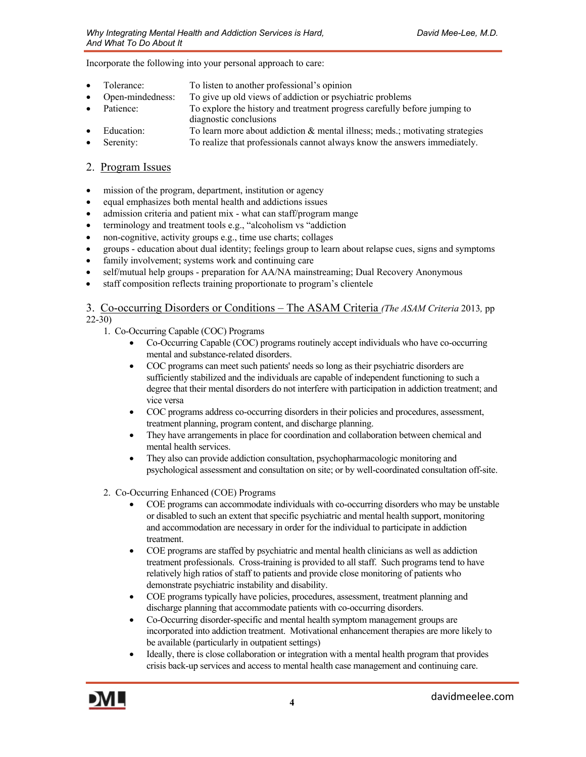Incorporate the following into your personal approach to care:

- Tolerance: To listen to another professional's opinion
- Open-mindedness: To give up old views of addiction or psychiatric problems
- Patience: To explore the history and treatment progress carefully before jumping to diagnostic conclusions
- Education: To learn more about addiction & mental illness; meds.; motivating strategies
- Serenity: To realize that professionals cannot always know the answers immediately.

## 2. Program Issues

- mission of the program, department, institution or agency
- equal emphasizes both mental health and addictions issues
- admission criteria and patient mix - what can staff/program mange
- terminology and treatment tools e.g., "alcoholism vs "addiction
- non-cognitive, activity groups e.g., time use charts; collages
- groups - education about dual identity; feelings group to learn about relapse cues, signs and symptoms
- family involvement; systems work and continuing care
- self/mutual help groups - preparation for AA/NA mainstreaming; Dual Recovery Anonymous
- staff composition reflects training proportionate to program's clientele

## 3. Co-occurring Disorders or Conditions – The ASAM Criteria *(The ASAM Criteria 2013, pp 22-30)*

1. Co-Occurring Capable (COC) Programs
   - Co-Occurring Capable (COC) programs routinely accept individuals who have co-occurring mental and substance-related disorders.
   - COC programs can meet such patients' needs so long as their psychiatric disorders are sufficiently stabilized and the individuals are capable of independent functioning to such a degree that their mental disorders do not interfere with participation in addiction treatment; and vice versa
   - COC programs address co-occurring disorders in their policies and procedures, assessment, treatment planning, program content, and discharge planning.
   - They have arrangements in place for coordination and collaboration between chemical and mental health services.
   - They also can provide addiction consultation, psychopharmacologic monitoring and psychological assessment and consultation on site; or by well-coordinated consultation off-site.

2. Co-Occurring Enhanced (COE) Programs
   - COE programs can accommodate individuals with co-occurring disorders who may be unstable or disabled to such an extent that specific psychiatric and mental health support, monitoring and accommodation are necessary in order for the individual to participate in addiction treatment.
   - COE programs are staffed by psychiatric and mental health clinicians as well as addiction treatment professionals. Cross-training is provided to all staff. Such programs tend to have relatively high ratios of staff to patients and provide close monitoring of patients who demonstrate psychiatric instability and disability.
   - COE programs typically have policies, procedures, assessment, treatment planning and discharge planning that accommodate patients with co-occurring disorders.
   - Co-Occurring disorder-specific and mental health symptom management groups are incorporated into addiction treatment. Motivational enhancement therapies are more likely to be available (particularly in outpatient settings)
   - Ideally, there is close collaboration or integration with a mental health program that provides crisis back-up services and access to mental health case management and continuing care.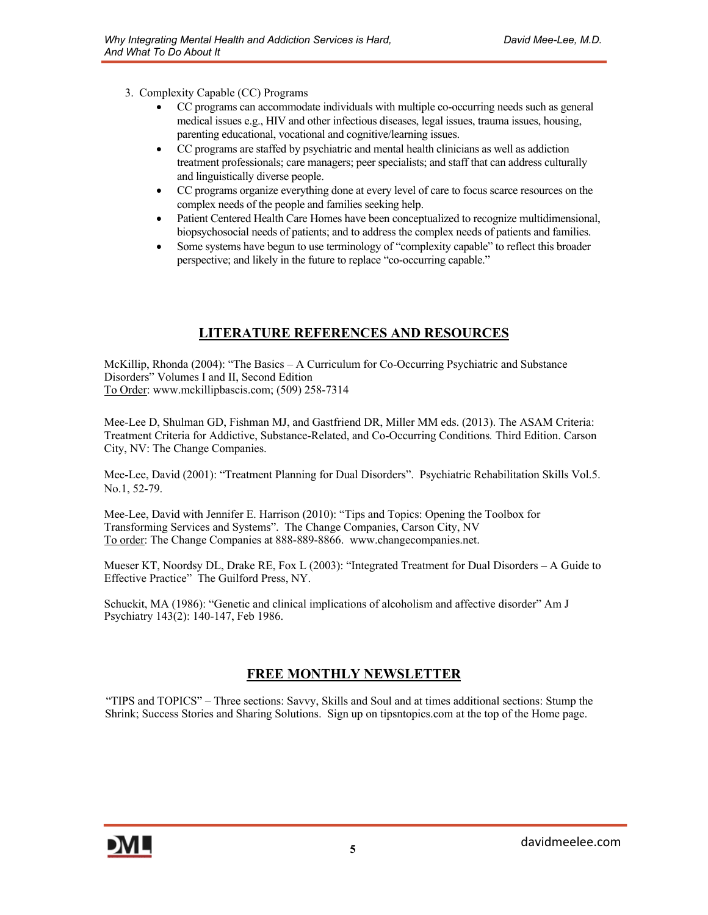3. Complexity Capable (CC) Programs
    - CC programs can accommodate individuals with multiple co-occurring needs such as general medical issues e.g., HIV and other infectious diseases, legal issues, trauma issues, housing, parenting educational, vocational and cognitive/learning issues.
    - CC programs are staffed by psychiatric and mental health clinicians as well as addiction treatment professionals; care managers; peer specialists; and staff that can address culturally and linguistically diverse people.
    - CC programs organize everything done at every level of care to focus scarce resources on the complex needs of the people and families seeking help.
    - Patient Centered Health Care Homes have been conceptualized to recognize multidimensional, biopsychosocial needs of patients; and to address the complex needs of patients and families.
    - Some systems have begun to use terminology of "complexity capable" to reflect this broader perspective; and likely in the future to replace "co-occurring capable."

## LITERATURE REFERENCES AND RESOURCES

McKillip, Rhonda (2004): "The Basics – A Curriculum for Co-Occurring Psychiatric and Substance Disorders" Volumes I and II, Second Edition
To Order: www.mckillipbascis.com; (509) 258-7314

Mee-Lee D, Shulman GD, Fishman MJ, and Gastfriend DR, Miller MM eds. (2013). The ASAM Criteria: Treatment Criteria for Addictive, Substance-Related, and Co-Occurring Conditions*.* Third Edition. Carson City, NV: The Change Companies.

Mee-Lee, David (2001): "Treatment Planning for Dual Disorders". Psychiatric Rehabilitation Skills Vol.5. No.1, 52-79.

Mee-Lee, David with Jennifer E. Harrison (2010): "Tips and Topics: Opening the Toolbox for Transforming Services and Systems". The Change Companies, Carson City, NV
To order: The Change Companies at 888-889-8866. www.changecompanies.net.

Mueser KT, Noordsy DL, Drake RE, Fox L (2003): "Integrated Treatment for Dual Disorders – A Guide to Effective Practice" The Guilford Press, NY.

Schuckit, MA (1986): "Genetic and clinical implications of alcoholism and affective disorder" Am J Psychiatry 143(2): 140-147, Feb 1986.

## FREE MONTHLY NEWSLETTER

"TIPS and TOPICS" – Three sections: Savvy, Skills and Soul and at times additional sections: Stump the Shrink; Success Stories and Sharing Solutions. Sign up on tipsntopics.com at the top of the Home page.